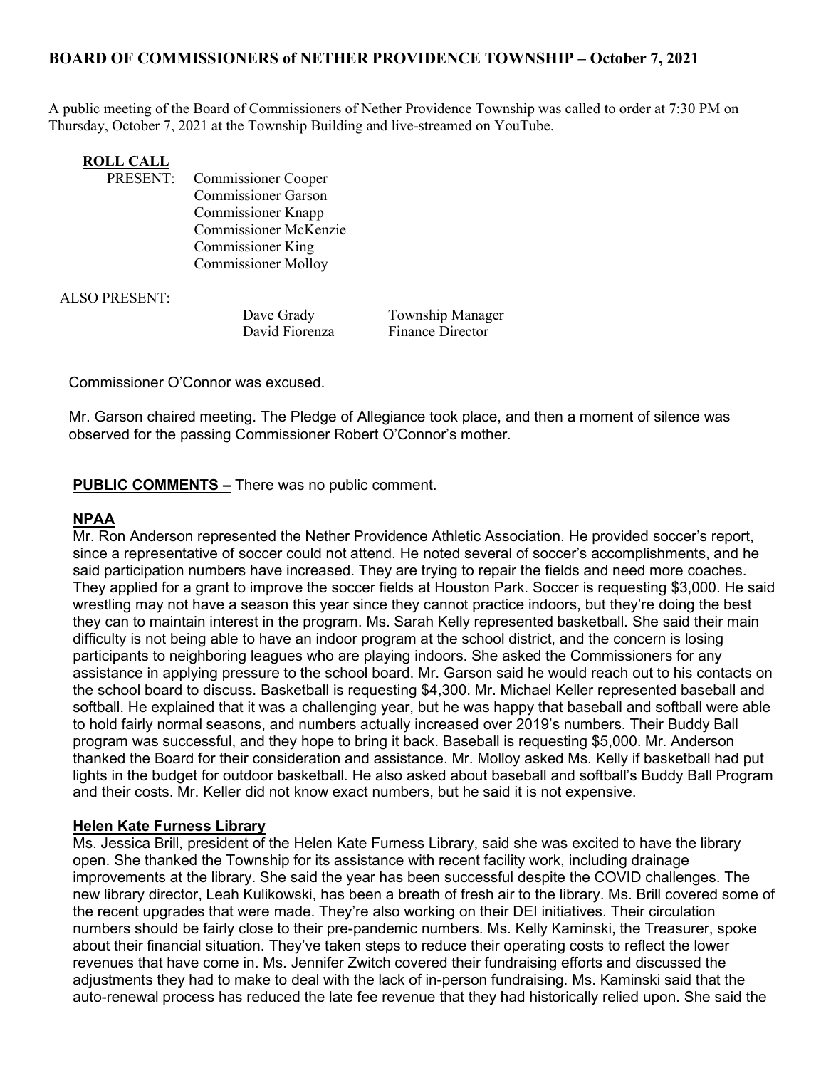## BOARD OF COMMISSIONERS of NETHER PROVIDENCE TOWNSHIP – October 7, 2021

A public meeting of the Board of Commissioners of Nether Providence Township was called to order at 7:30 PM on Thursday, October 7, 2021 at the Township Building and live-streamed on YouTube.

**ROLL CALL**

PRESENT:
- Commissioner Cooper
- Commissioner Garson
- Commissioner Knapp
- Commissioner McKenzie
- Commissioner King
- Commissioner Molloy

ALSO PRESENT:

| | |
|---|---|
| Dave Grady | Township Manager |
| David Fiorenza | Finance Director |

Commissioner O'Connor was excused.

Mr. Garson chaired meeting. The Pledge of Allegiance took place, and then a moment of silence was observed for the passing Commissioner Robert O'Connor's mother.

**PUBLIC COMMENTS –** There was no public comment.

**NPAA**

Mr. Ron Anderson represented the Nether Providence Athletic Association. He provided soccer's report, since a representative of soccer could not attend. He noted several of soccer's accomplishments, and he said participation numbers have increased. They are trying to repair the fields and need more coaches. They applied for a grant to improve the soccer fields at Houston Park. Soccer is requesting $3,000. He said wrestling may not have a season this year since they cannot practice indoors, but they're doing the best they can to maintain interest in the program. Ms. Sarah Kelly represented basketball. She said their main difficulty is not being able to have an indoor program at the school district, and the concern is losing participants to neighboring leagues who are playing indoors. She asked the Commissioners for any assistance in applying pressure to the school board. Mr. Garson said he would reach out to his contacts on the school board to discuss. Basketball is requesting $4,300. Mr. Michael Keller represented baseball and softball. He explained that it was a challenging year, but he was happy that baseball and softball were able to hold fairly normal seasons, and numbers actually increased over 2019's numbers. Their Buddy Ball program was successful, and they hope to bring it back. Baseball is requesting $5,000. Mr. Anderson thanked the Board for their consideration and assistance. Mr. Molloy asked Ms. Kelly if basketball had put lights in the budget for outdoor basketball. He also asked about baseball and softball's Buddy Ball Program and their costs. Mr. Keller did not know exact numbers, but he said it is not expensive.

**Helen Kate Furness Library**

Ms. Jessica Brill, president of the Helen Kate Furness Library, said she was excited to have the library open. She thanked the Township for its assistance with recent facility work, including drainage improvements at the library. She said the year has been successful despite the COVID challenges. The new library director, Leah Kulikowski, has been a breath of fresh air to the library. Ms. Brill covered some of the recent upgrades that were made. They're also working on their DEI initiatives. Their circulation numbers should be fairly close to their pre-pandemic numbers. Ms. Kelly Kaminski, the Treasurer, spoke about their financial situation. They've taken steps to reduce their operating costs to reflect the lower revenues that have come in. Ms. Jennifer Zwitch covered their fundraising efforts and discussed the adjustments they had to make to deal with the lack of in-person fundraising. Ms. Kaminski said that the auto-renewal process has reduced the late fee revenue that they had historically relied upon. She said the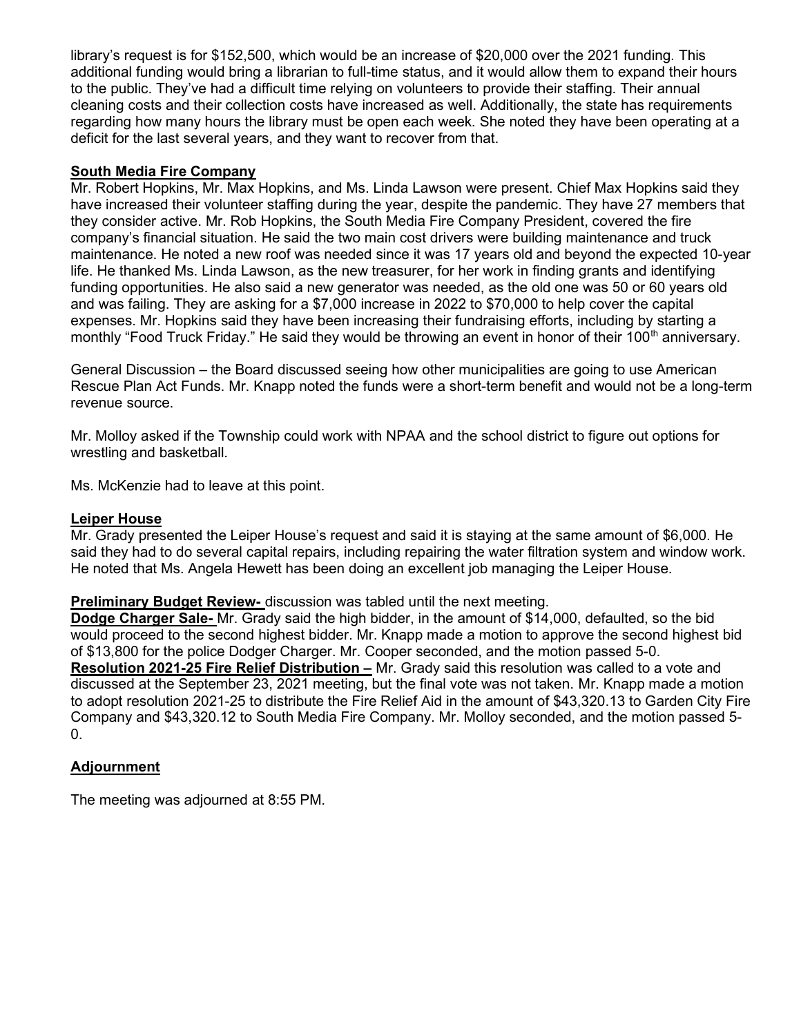library's request is for $152,500, which would be an increase of $20,000 over the 2021 funding. This additional funding would bring a librarian to full-time status, and it would allow them to expand their hours to the public. They've had a difficult time relying on volunteers to provide their staffing. Their annual cleaning costs and their collection costs have increased as well. Additionally, the state has requirements regarding how many hours the library must be open each week. She noted they have been operating at a deficit for the last several years, and they want to recover from that.

**South Media Fire Company**

Mr. Robert Hopkins, Mr. Max Hopkins, and Ms. Linda Lawson were present. Chief Max Hopkins said they have increased their volunteer staffing during the year, despite the pandemic. They have 27 members that they consider active. Mr. Rob Hopkins, the South Media Fire Company President, covered the fire company's financial situation. He said the two main cost drivers were building maintenance and truck maintenance. He noted a new roof was needed since it was 17 years old and beyond the expected 10-year life. He thanked Ms. Linda Lawson, as the new treasurer, for her work in finding grants and identifying funding opportunities. He also said a new generator was needed, as the old one was 50 or 60 years old and was failing. They are asking for a $7,000 increase in 2022 to $70,000 to help cover the capital expenses. Mr. Hopkins said they have been increasing their fundraising efforts, including by starting a monthly "Food Truck Friday." He said they would be throwing an event in honor of their 100th anniversary.

General Discussion – the Board discussed seeing how other municipalities are going to use American Rescue Plan Act Funds. Mr. Knapp noted the funds were a short-term benefit and would not be a long-term revenue source.

Mr. Molloy asked if the Township could work with NPAA and the school district to figure out options for wrestling and basketball.

Ms. McKenzie had to leave at this point.

**Leiper House**

Mr. Grady presented the Leiper House's request and said it is staying at the same amount of $6,000. He said they had to do several capital repairs, including repairing the water filtration system and window work. He noted that Ms. Angela Hewett has been doing an excellent job managing the Leiper House.

**Preliminary Budget Review-** discussion was tabled until the next meeting.

**Dodge Charger Sale-** Mr. Grady said the high bidder, in the amount of $14,000, defaulted, so the bid would proceed to the second highest bidder. Mr. Knapp made a motion to approve the second highest bid of $13,800 for the police Dodger Charger. Mr. Cooper seconded, and the motion passed 5-0.

**Resolution 2021-25 Fire Relief Distribution –** Mr. Grady said this resolution was called to a vote and discussed at the September 23, 2021 meeting, but the final vote was not taken. Mr. Knapp made a motion to adopt resolution 2021-25 to distribute the Fire Relief Aid in the amount of $43,320.13 to Garden City Fire Company and $43,320.12 to South Media Fire Company. Mr. Molloy seconded, and the motion passed 5-0.

**Adjournment**

The meeting was adjourned at 8:55 PM.